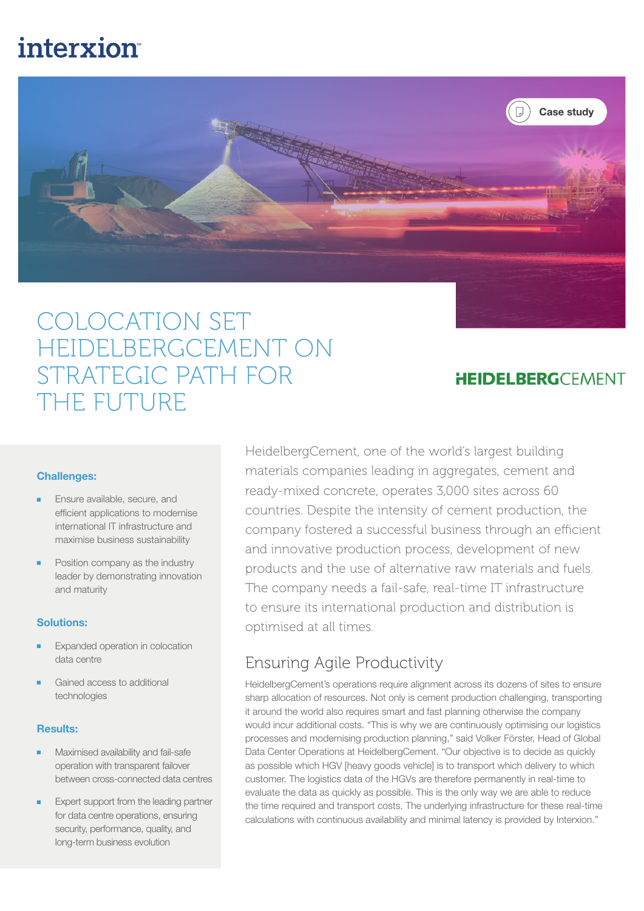interxion

Case study

# COLOCATION SET HEIDELBERGCEMENT ON STRATEGIC PATH FOR THE FUTURE

HEIDELBERGCEMENT

### Challenges:

- Ensure available, secure, and efficient applications to modernise international IT infrastructure and maximise business sustainability
- Position company as the industry leader by demonstrating innovation and maturity

### Solutions:

- Expanded operation in colocation data centre
- Gained access to additional technologies

### Results:

- Maximised availability and fail-safe operation with transparent failover between cross-connected data centres
- Expert support from the leading partner for data centre operations, ensuring security, performance, quality, and long-term business evolution

HeidelbergCement, one of the world's largest building materials companies leading in aggregates, cement and ready-mixed concrete, operates 3,000 sites across 60 countries. Despite the intensity of cement production, the company fostered a successful business through an efficient and innovative production process, development of new products and the use of alternative raw materials and fuels. The company needs a fail-safe, real-time IT infrastructure to ensure its international production and distribution is optimised at all times.

## Ensuring Agile Productivity

HeidelbergCement's operations require alignment across its dozens of sites to ensure sharp allocation of resources. Not only is cement production challenging, transporting it around the world also requires smart and fast planning otherwise the company would incur additional costs. "This is why we are continuously optimising our logistics processes and modernising production planning," said Volker Förster, Head of Global Data Center Operations at HeidelbergCement. "Our objective is to decide as quickly as possible which HGV [heavy goods vehicle] is to transport which delivery to which customer. The logistics data of the HGVs are therefore permanently in real-time to evaluate the data as quickly as possible. This is the only way we are able to reduce the time required and transport costs. The underlying infrastructure for these real-time calculations with continuous availability and minimal latency is provided by Interxion."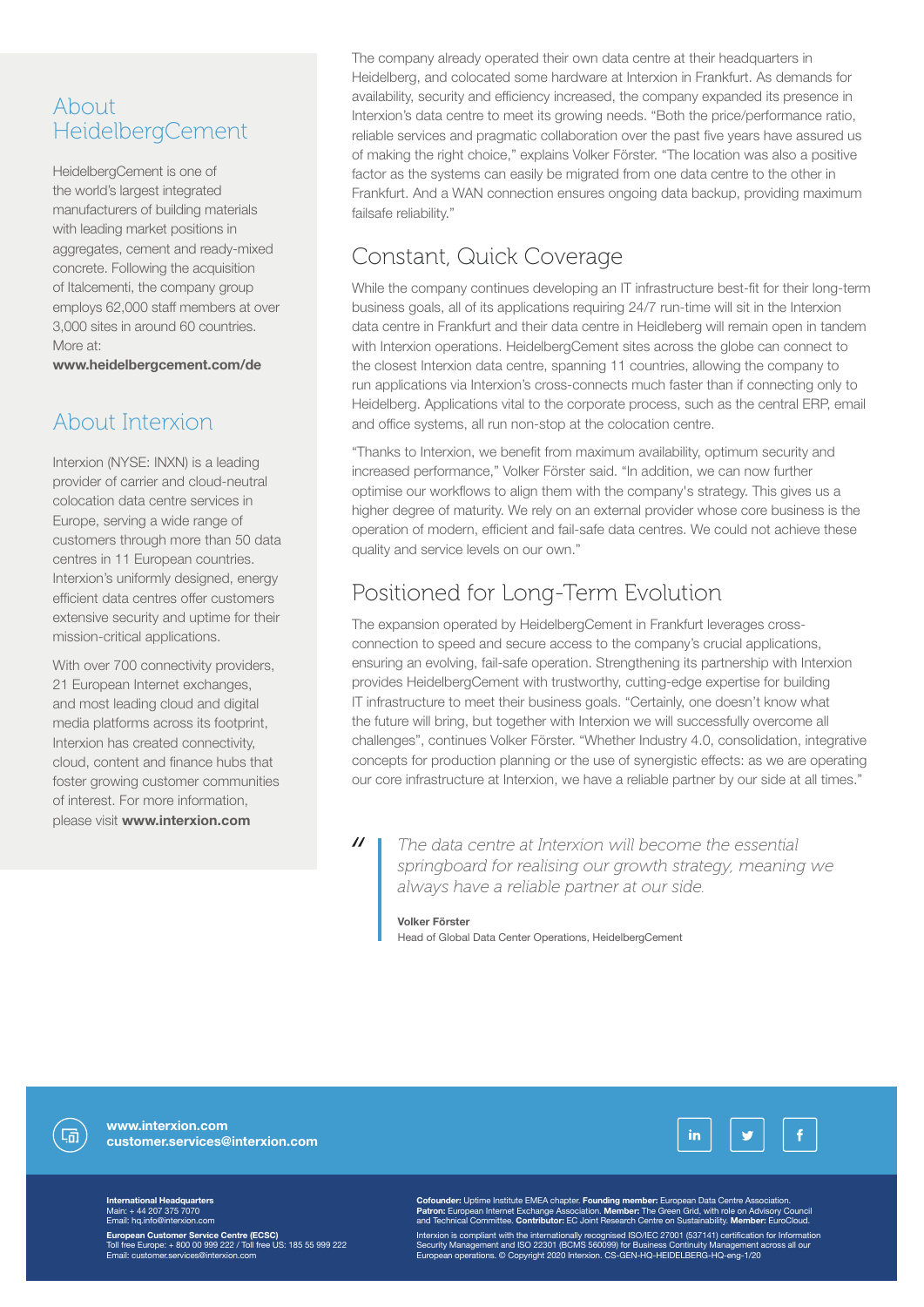## About HeidelbergCement

HeidelbergCement is one of the world's largest integrated manufacturers of building materials with leading market positions in aggregates, cement and ready-mixed concrete. Following the acquisition of Italcementi, the company group employs 62,000 staff members at over 3,000 sites in around 60 countries. More at:

**www.heidelbergcement.com/de**

## About Interxion

Interxion (NYSE: INXN) is a leading provider of carrier and cloud-neutral colocation data centre services in Europe, serving a wide range of customers through more than 50 data centres in 11 European countries. Interxion's uniformly designed, energy efficient data centres offer customers extensive security and uptime for their mission-critical applications.

With over 700 connectivity providers, 21 European Internet exchanges, and most leading cloud and digital media platforms across its footprint, Interxion has created connectivity, cloud, content and finance hubs that foster growing customer communities of interest. For more information, please visit **www.interxion.com**

The company already operated their own data centre at their headquarters in Heidelberg, and colocated some hardware at Interxion in Frankfurt. As demands for availability, security and efficiency increased, the company expanded its presence in Interxion's data centre to meet its growing needs. "Both the price/performance ratio, reliable services and pragmatic collaboration over the past five years have assured us of making the right choice," explains Volker Förster. "The location was also a positive factor as the systems can easily be migrated from one data centre to the other in Frankfurt. And a WAN connection ensures ongoing data backup, providing maximum failsafe reliability."

## Constant, Quick Coverage

While the company continues developing an IT infrastructure best-fit for their long-term business goals, all of its applications requiring 24/7 run-time will sit in the Interxion data centre in Frankfurt and their data centre in Heidleberg will remain open in tandem with Interxion operations. HeidelbergCement sites across the globe can connect to the closest Interxion data centre, spanning 11 countries, allowing the company to run applications via Interxion's cross-connects much faster than if connecting only to Heidelberg. Applications vital to the corporate process, such as the central ERP, email and office systems, all run non-stop at the colocation centre.

"Thanks to Interxion, we benefit from maximum availability, optimum security and increased performance," Volker Förster said. "In addition, we can now further optimise our workflows to align them with the company's strategy. This gives us a higher degree of maturity. We rely on an external provider whose core business is the operation of modern, efficient and fail-safe data centres. We could not achieve these quality and service levels on our own."

## Positioned for Long-Term Evolution

The expansion operated by HeidelbergCement in Frankfurt leverages cross-connection to speed and secure access to the company's crucial applications, ensuring an evolving, fail-safe operation. Strengthening its partnership with Interxion provides HeidelbergCement with trustworthy, cutting-edge expertise for building IT infrastructure to meet their business goals. "Certainly, one doesn't know what the future will bring, but together with Interxion we will successfully overcome all challenges", continues Volker Förster. "Whether Industry 4.0, consolidation, integrative concepts for production planning or the use of synergistic effects: as we are operating our core infrastructure at Interxion, we have a reliable partner by our side at all times."

> *The data centre at Interxion will become the essential springboard for realising our growth strategy, meaning we always have a reliable partner at our side.*
>
> **Volker Förster**
> Head of Global Data Center Operations, HeidelbergCement

**www.interxion.com**
**customer.services@interxion.com**

**International Headquarters**
Main: + 44 207 375 7070
Email: hq.info@interxion.com

**European Customer Service Centre (ECSC)**
Toll free Europe: + 800 00 999 222 / Toll free US: 185 55 999 222
Email: customer.services@interxion.com

**Cofounder:** Uptime Institute EMEA chapter. **Founding member:** European Data Centre Association. **Patron:** European Internet Exchange Association. **Member:** The Green Grid, with role on Advisory Council and Technical Committee. **Contributor:** EC Joint Research Centre on Sustainability. **Member:** EuroCloud.

Interxion is compliant with the internationally recognised ISO/IEC 27001 (537141) certification for Information Security Management and ISO 22301 (BCMS 560099) for Business Continuity Management across all our European operations. © Copyright 2020 Interxion. CS-GEN-HQ-HEIDELBERG-HQ-eng-1/20